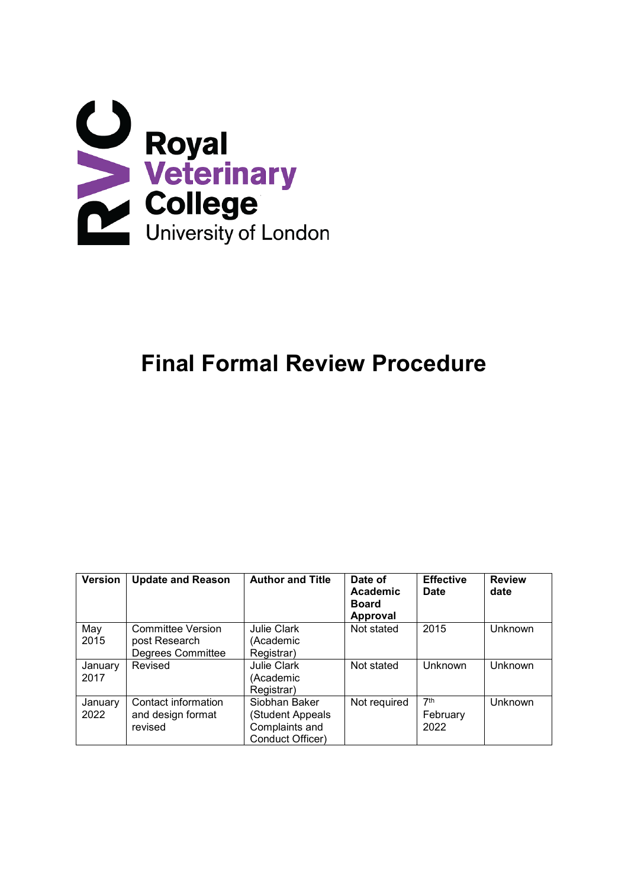Royal
Veterinary
College
University of London

# Final Formal Review Procedure

| Version | Update and Reason | Author and Title | Date of Academic Board Approval | Effective Date | Review date |
|---|---|---|---|---|---|
| May 2015 | Committee Version post Research Degrees Committee | Julie Clark (Academic Registrar) | Not stated | 2015 | Unknown |
| January 2017 | Revised | Julie Clark (Academic Registrar) | Not stated | Unknown | Unknown |
| January 2022 | Contact information and design format revised | Siobhan Baker (Student Appeals Complaints and Conduct Officer) | Not required | 7th February 2022 | Unknown |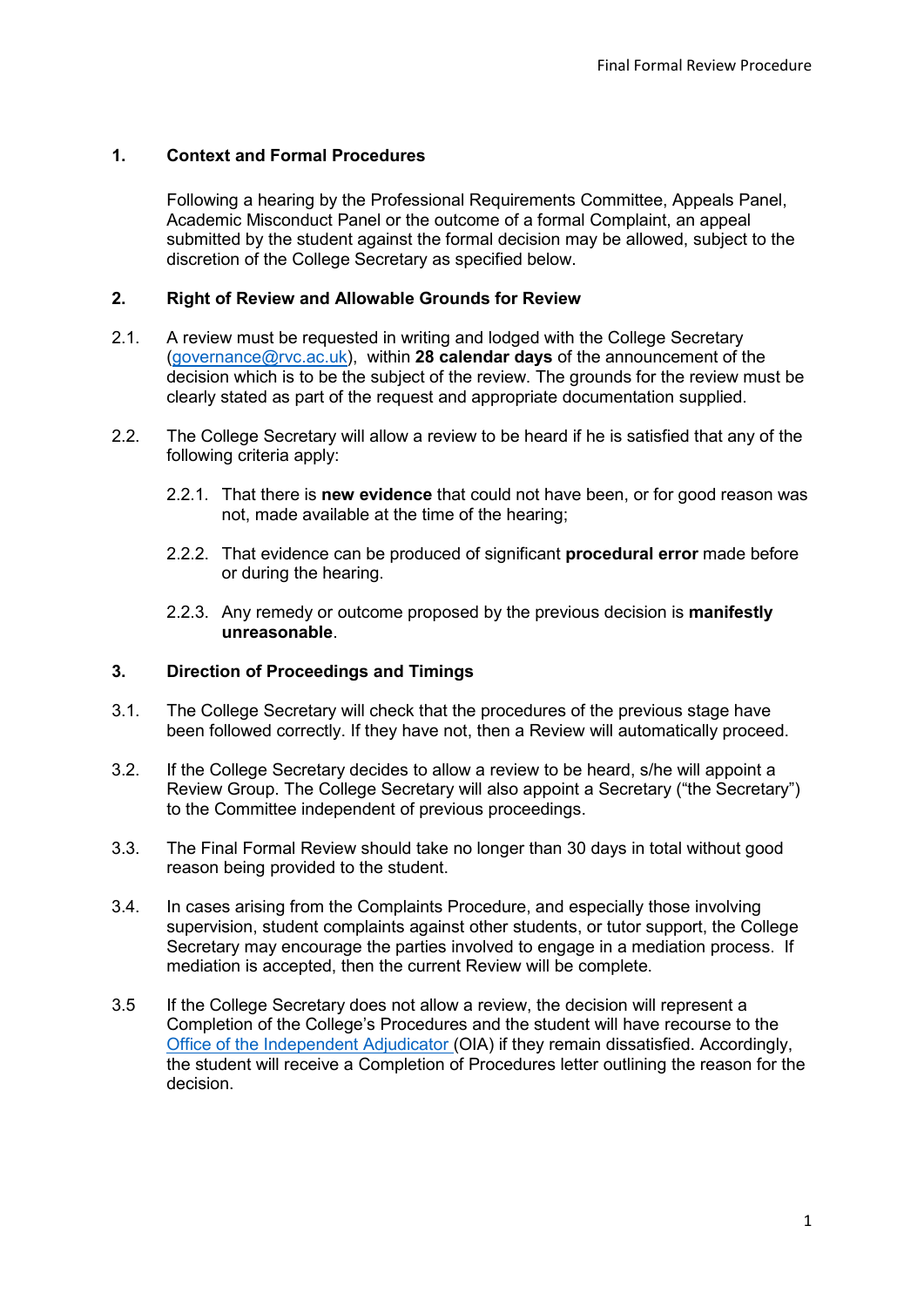## 1. Context and Formal Procedures

Following a hearing by the Professional Requirements Committee, Appeals Panel, Academic Misconduct Panel or the outcome of a formal Complaint, an appeal submitted by the student against the formal decision may be allowed, subject to the discretion of the College Secretary as specified below.

## 2. Right of Review and Allowable Grounds for Review

2.1. A review must be requested in writing and lodged with the College Secretary (governance@rvc.ac.uk), within **28 calendar days** of the announcement of the decision which is to be the subject of the review. The grounds for the review must be clearly stated as part of the request and appropriate documentation supplied.

2.2. The College Secretary will allow a review to be heard if he is satisfied that any of the following criteria apply:

2.2.1. That there is **new evidence** that could not have been, or for good reason was not, made available at the time of the hearing;

2.2.2. That evidence can be produced of significant **procedural error** made before or during the hearing.

2.2.3. Any remedy or outcome proposed by the previous decision is **manifestly unreasonable**.

## 3. Direction of Proceedings and Timings

3.1. The College Secretary will check that the procedures of the previous stage have been followed correctly. If they have not, then a Review will automatically proceed.

3.2. If the College Secretary decides to allow a review to be heard, s/he will appoint a Review Group. The College Secretary will also appoint a Secretary ("the Secretary") to the Committee independent of previous proceedings.

3.3. The Final Formal Review should take no longer than 30 days in total without good reason being provided to the student.

3.4. In cases arising from the Complaints Procedure, and especially those involving supervision, student complaints against other students, or tutor support, the College Secretary may encourage the parties involved to engage in a mediation process. If mediation is accepted, then the current Review will be complete.

3.5 If the College Secretary does not allow a review, the decision will represent a Completion of the College's Procedures and the student will have recourse to the Office of the Independent Adjudicator (OIA) if they remain dissatisfied. Accordingly, the student will receive a Completion of Procedures letter outlining the reason for the decision.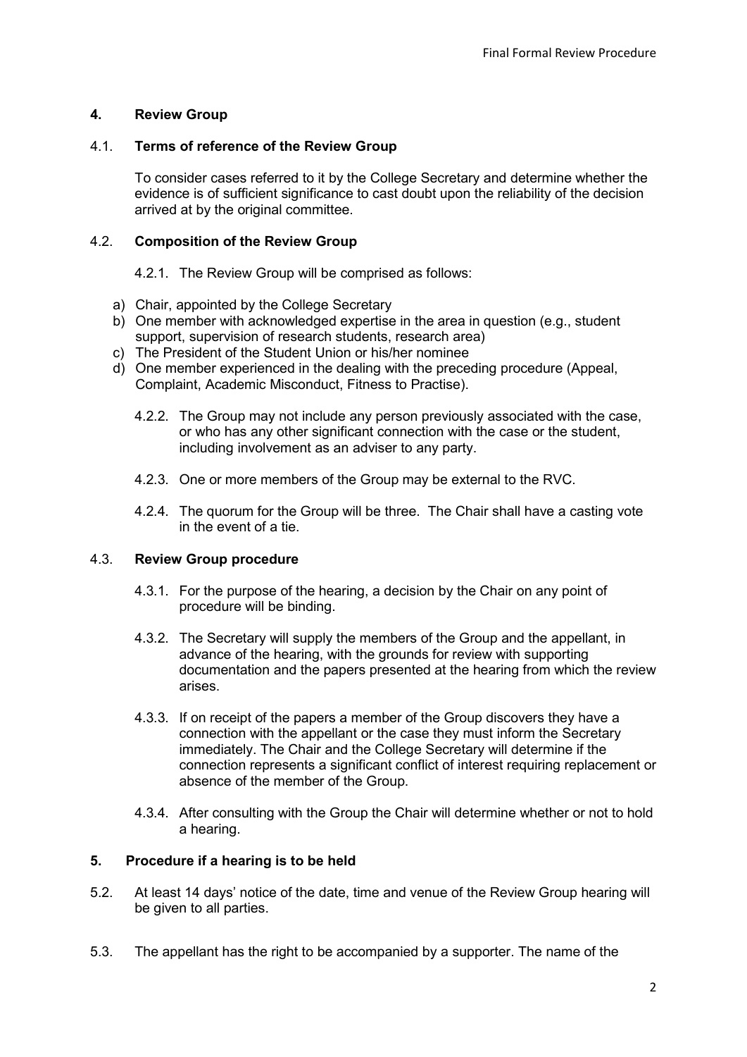## 4. Review Group

### 4.1. Terms of reference of the Review Group

To consider cases referred to it by the College Secretary and determine whether the evidence is of sufficient significance to cast doubt upon the reliability of the decision arrived at by the original committee.

### 4.2. Composition of the Review Group

4.2.1. The Review Group will be comprised as follows:

a) Chair, appointed by the College Secretary
b) One member with acknowledged expertise in the area in question (e.g., student support, supervision of research students, research area)
c) The President of the Student Union or his/her nominee
d) One member experienced in the dealing with the preceding procedure (Appeal, Complaint, Academic Misconduct, Fitness to Practise).

4.2.2. The Group may not include any person previously associated with the case, or who has any other significant connection with the case or the student, including involvement as an adviser to any party.

4.2.3. One or more members of the Group may be external to the RVC.

4.2.4. The quorum for the Group will be three. The Chair shall have a casting vote in the event of a tie.

### 4.3. Review Group procedure

4.3.1. For the purpose of the hearing, a decision by the Chair on any point of procedure will be binding.

4.3.2. The Secretary will supply the members of the Group and the appellant, in advance of the hearing, with the grounds for review with supporting documentation and the papers presented at the hearing from which the review arises.

4.3.3. If on receipt of the papers a member of the Group discovers they have a connection with the appellant or the case they must inform the Secretary immediately. The Chair and the College Secretary will determine if the connection represents a significant conflict of interest requiring replacement or absence of the member of the Group.

4.3.4. After consulting with the Group the Chair will determine whether or not to hold a hearing.

## 5. Procedure if a hearing is to be held

5.2. At least 14 days' notice of the date, time and venue of the Review Group hearing will be given to all parties.

5.3. The appellant has the right to be accompanied by a supporter. The name of the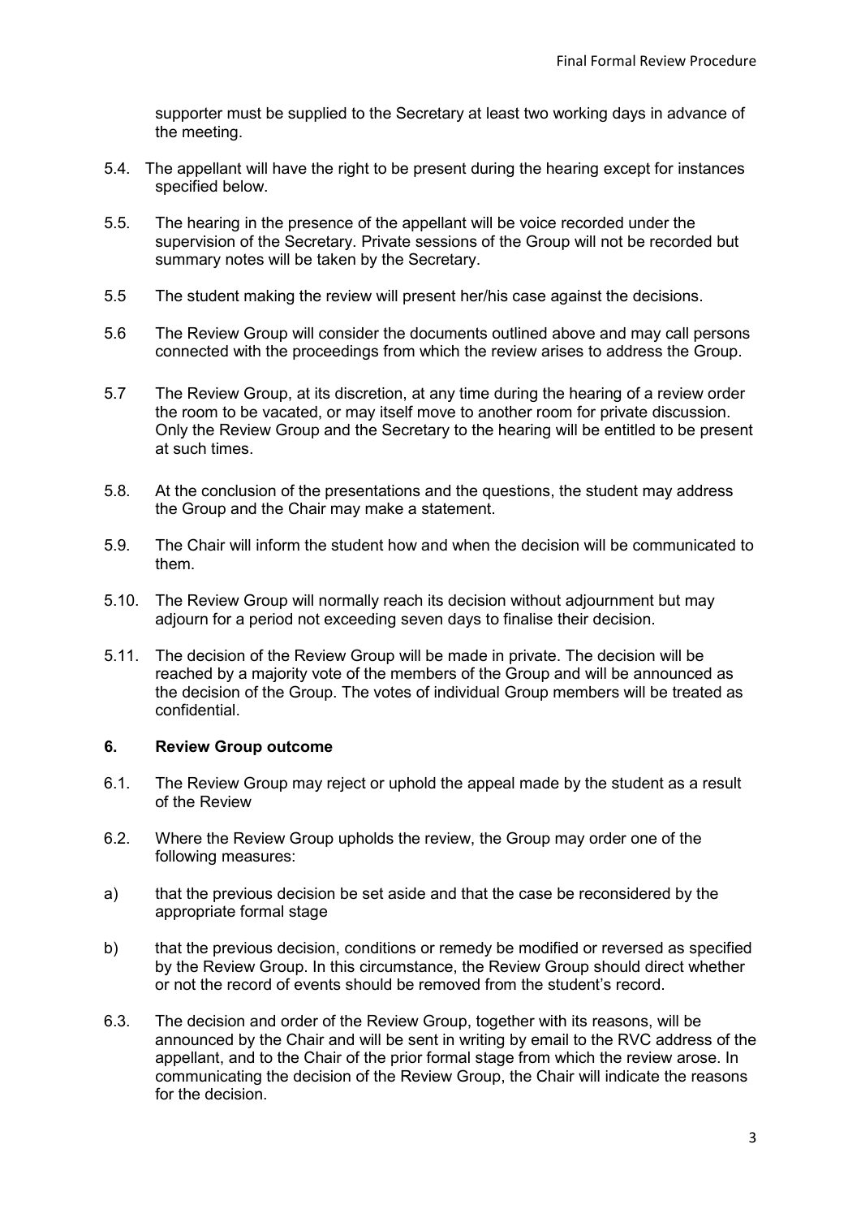supporter must be supplied to the Secretary at least two working days in advance of the meeting.

5.4. The appellant will have the right to be present during the hearing except for instances specified below.

5.5. The hearing in the presence of the appellant will be voice recorded under the supervision of the Secretary. Private sessions of the Group will not be recorded but summary notes will be taken by the Secretary.

5.5 The student making the review will present her/his case against the decisions.

5.6 The Review Group will consider the documents outlined above and may call persons connected with the proceedings from which the review arises to address the Group.

5.7 The Review Group, at its discretion, at any time during the hearing of a review order the room to be vacated, or may itself move to another room for private discussion. Only the Review Group and the Secretary to the hearing will be entitled to be present at such times.

5.8. At the conclusion of the presentations and the questions, the student may address the Group and the Chair may make a statement.

5.9. The Chair will inform the student how and when the decision will be communicated to them.

5.10. The Review Group will normally reach its decision without adjournment but may adjourn for a period not exceeding seven days to finalise their decision.

5.11. The decision of the Review Group will be made in private. The decision will be reached by a majority vote of the members of the Group and will be announced as the decision of the Group. The votes of individual Group members will be treated as confidential.

### 6. Review Group outcome

6.1. The Review Group may reject or uphold the appeal made by the student as a result of the Review

6.2. Where the Review Group upholds the review, the Group may order one of the following measures:

a) that the previous decision be set aside and that the case be reconsidered by the appropriate formal stage

b) that the previous decision, conditions or remedy be modified or reversed as specified by the Review Group. In this circumstance, the Review Group should direct whether or not the record of events should be removed from the student's record.

6.3. The decision and order of the Review Group, together with its reasons, will be announced by the Chair and will be sent in writing by email to the RVC address of the appellant, and to the Chair of the prior formal stage from which the review arose. In communicating the decision of the Review Group, the Chair will indicate the reasons for the decision.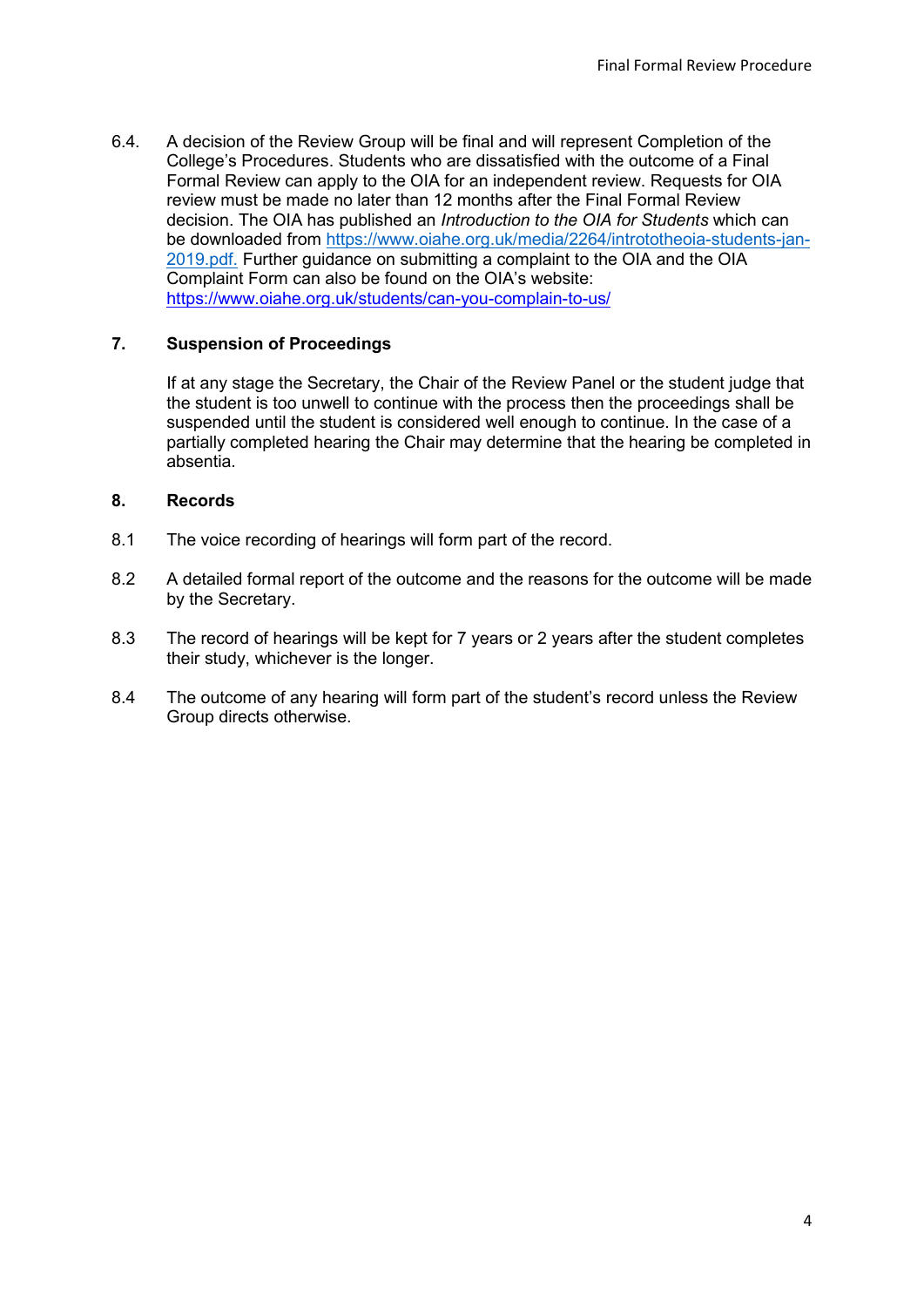6.4. A decision of the Review Group will be final and will represent Completion of the College's Procedures. Students who are dissatisfied with the outcome of a Final Formal Review can apply to the OIA for an independent review. Requests for OIA review must be made no later than 12 months after the Final Formal Review decision. The OIA has published an *Introduction to the OIA for Students* which can be downloaded from https://www.oiahe.org.uk/media/2264/intrototheoia-students-jan-2019.pdf. Further guidance on submitting a complaint to the OIA and the OIA Complaint Form can also be found on the OIA's website: https://www.oiahe.org.uk/students/can-you-complain-to-us/

## 7. Suspension of Proceedings

If at any stage the Secretary, the Chair of the Review Panel or the student judge that the student is too unwell to continue with the process then the proceedings shall be suspended until the student is considered well enough to continue. In the case of a partially completed hearing the Chair may determine that the hearing be completed in absentia.

## 8. Records

8.1 The voice recording of hearings will form part of the record.

8.2 A detailed formal report of the outcome and the reasons for the outcome will be made by the Secretary.

8.3 The record of hearings will be kept for 7 years or 2 years after the student completes their study, whichever is the longer.

8.4 The outcome of any hearing will form part of the student's record unless the Review Group directs otherwise.